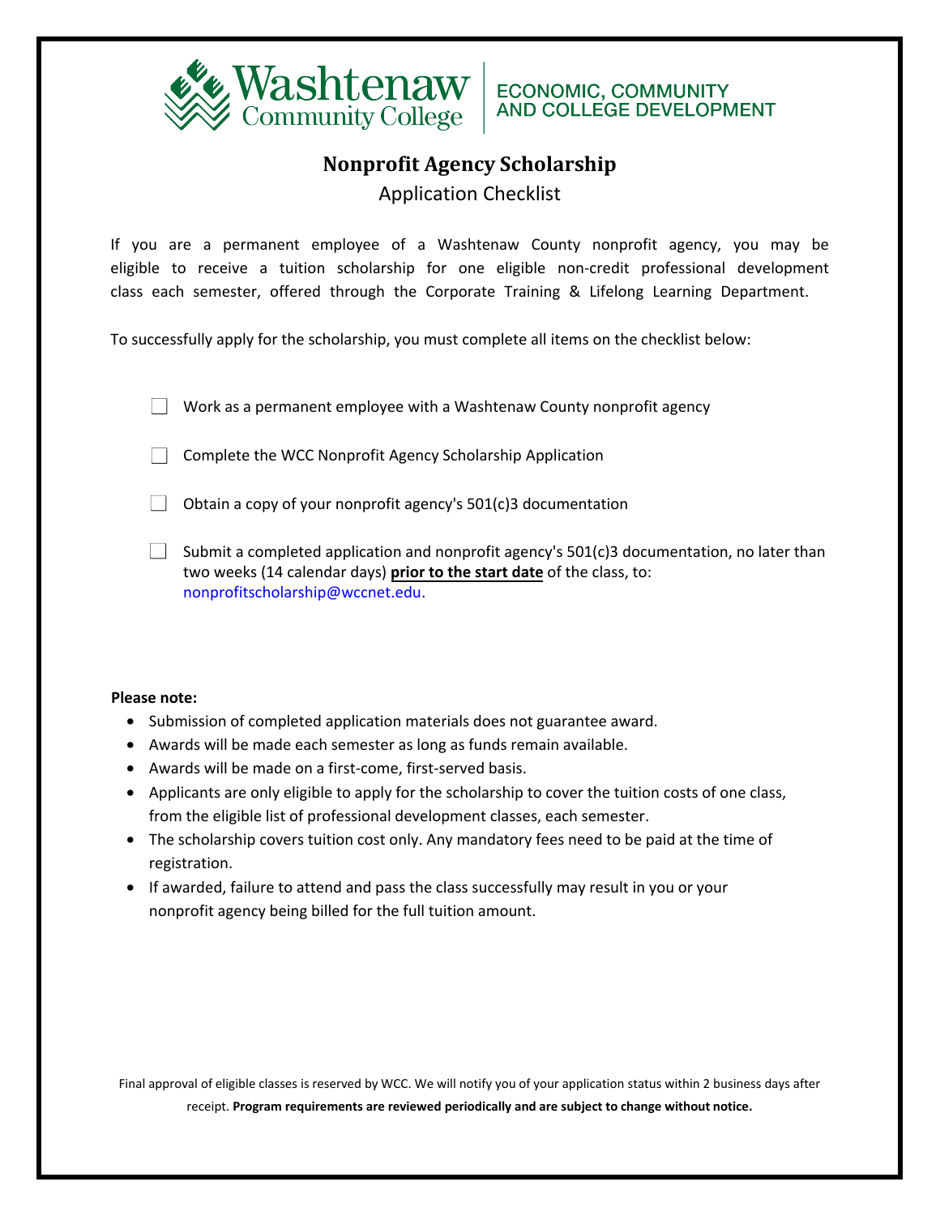Washtenaw Community College | ECONOMIC, COMMUNITY AND COLLEGE DEVELOPMENT

# Nonprofit Agency Scholarship

## Application Checklist

If you are a permanent employee of a Washtenaw County nonprofit agency, you may be eligible to receive a tuition scholarship for one eligible non-credit professional development class each semester, offered through the Corporate Training & Lifelong Learning Department.

To successfully apply for the scholarship, you must complete all items on the checklist below:

- [ ] Work as a permanent employee with a Washtenaw County nonprofit agency
- [ ] Complete the WCC Nonprofit Agency Scholarship Application
- [ ] Obtain a copy of your nonprofit agency's 501(c)3 documentation
- [ ] Submit a completed application and nonprofit agency's 501(c)3 documentation, no later than two weeks (14 calendar days) **prior to the start date** of the class, to: nonprofitscholarship@wccnet.edu.

**Please note:**

- Submission of completed application materials does not guarantee award.
- Awards will be made each semester as long as funds remain available.
- Awards will be made on a first-come, first-served basis.
- Applicants are only eligible to apply for the scholarship to cover the tuition costs of one class, from the eligible list of professional development classes, each semester.
- The scholarship covers tuition cost only. Any mandatory fees need to be paid at the time of registration.
- If awarded, failure to attend and pass the class successfully may result in you or your nonprofit agency being billed for the full tuition amount.

Final approval of eligible classes is reserved by WCC. We will notify you of your application status within 2 business days after receipt. **Program requirements are reviewed periodically and are subject to change without notice.**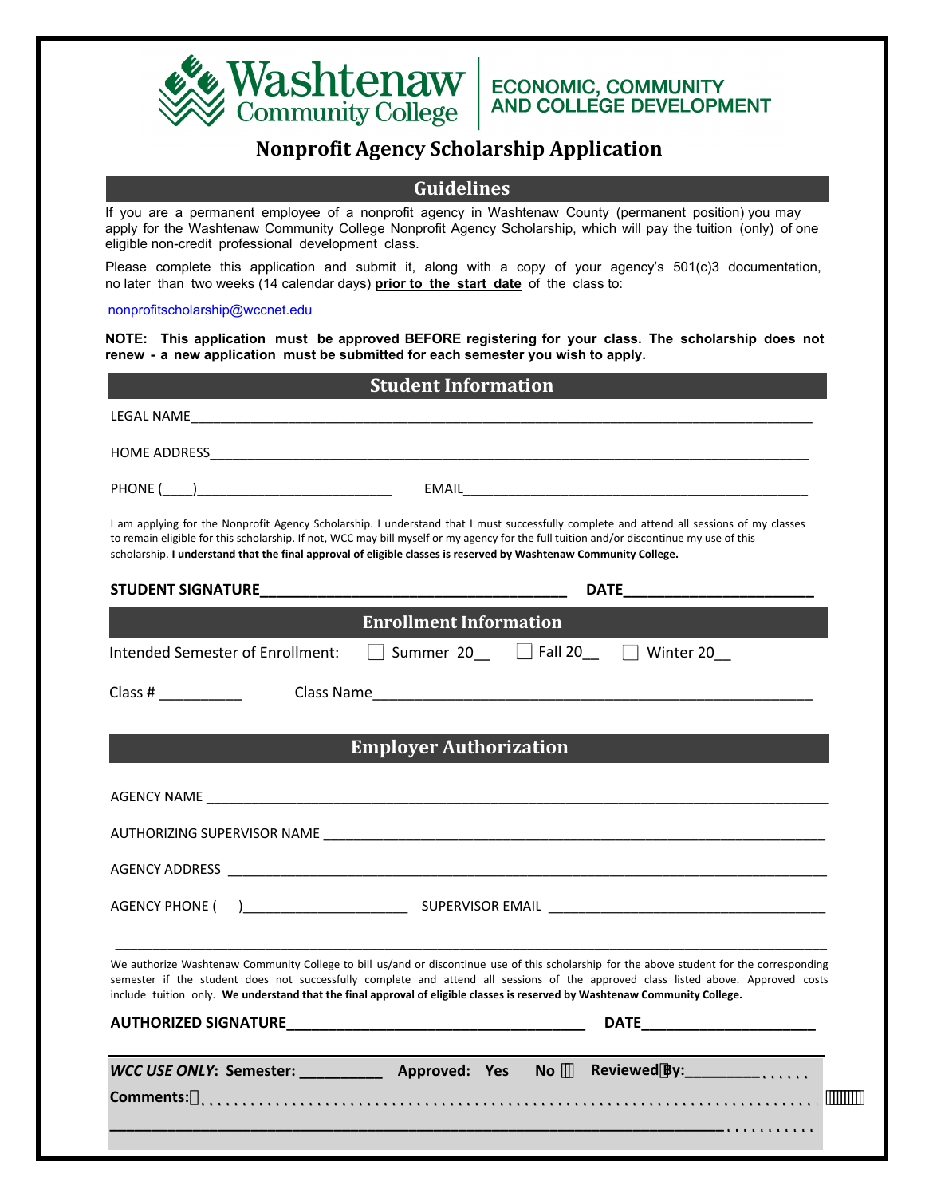Washtenaw Community College — ECONOMIC, COMMUNITY AND COLLEGE DEVELOPMENT

# Nonprofit Agency Scholarship Application

## Guidelines

If you are a permanent employee of a nonprofit agency in Washtenaw County (permanent position) you may apply for the Washtenaw Community College Nonprofit Agency Scholarship, which will pay the tuition (only) of one eligible non-credit professional development class.

Please complete this application and submit it, along with a copy of your agency's 501(c)3 documentation, no later than two weeks (14 calendar days) **prior to the start date** of the class to:

nonprofitscholarship@wccnet.edu

**NOTE: This application must be approved BEFORE registering for your class. The scholarship does not renew - a new application must be submitted for each semester you wish to apply.**

## Student Information

LEGAL NAME_______________________________________________________________________________

HOME ADDRESS_____________________________________________________________________________

PHONE (____)__________________________ EMAIL_______________________________________________

I am applying for the Nonprofit Agency Scholarship. I understand that I must successfully complete and attend all sessions of my classes to remain eligible for this scholarship. If not, WCC may bill myself or my agency for the full tuition and/or discontinue my use of this scholarship. **I understand that the final approval of eligible classes is reserved by Washtenaw Community College.**

**STUDENT SIGNATURE**______________________________________ **DATE**________________________

## Enrollment Information

Intended Semester of Enrollment: ☐ Summer 20__ ☐ Fall 20__ ☐ Winter 20__

Class # __________ Class Name_______________________________________________________

## Employer Authorization

AGENCY NAME _____________________________________________________________________________

AUTHORIZING SUPERVISOR NAME ______________________________________________________________

AGENCY ADDRESS __________________________________________________________________________

AGENCY PHONE (    )______________________ SUPERVISOR EMAIL ____________________________________

_________________________________________________________________________________________

We authorize Washtenaw Community College to bill us/and or discontinue use of this scholarship for the above student for the corresponding semester if the student does not successfully complete and attend all sessions of the approved class listed above. Approved costs include tuition only. **We understand that the final approval of eligible classes is reserved by Washtenaw Community College.**

**AUTHORIZED SIGNATURE**____________________________________ **DATE**______________________

***WCC USE ONLY*: Semester: __________ Approved: Yes No ☐ Reviewed By:__________**

**Comments:**______________________________________________________________________________

_________________________________________________________________________________________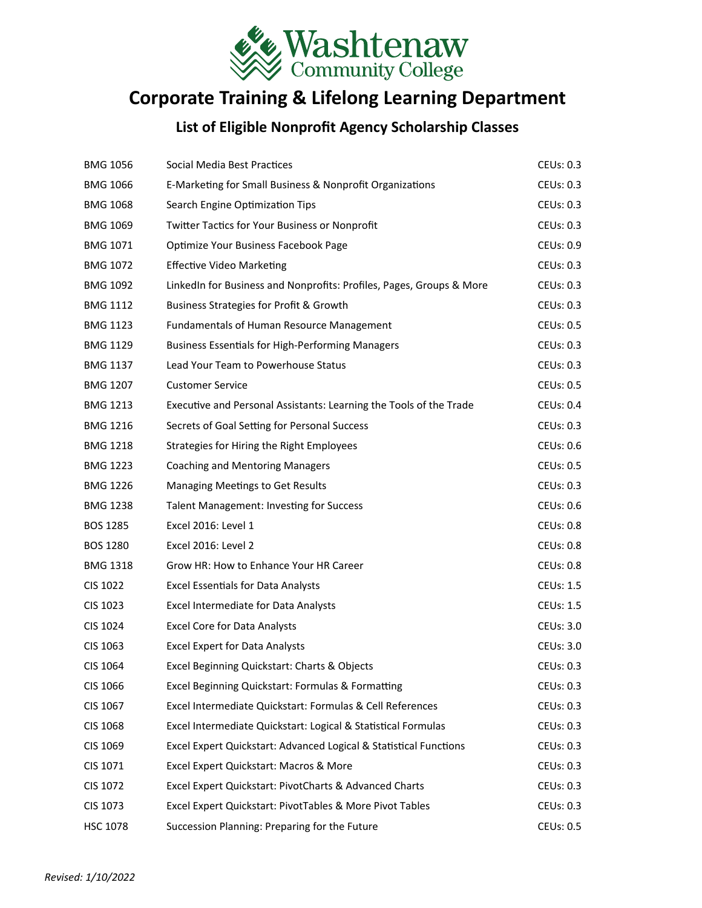# Washtenaw Community College

## Corporate Training & Lifelong Learning Department

### List of Eligible Nonprofit Agency Scholarship Classes

| | | |
|---|---|---|
| BMG 1056 | Social Media Best Practices | CEUs: 0.3 |
| BMG 1066 | E-Marketing for Small Business & Nonprofit Organizations | CEUs: 0.3 |
| BMG 1068 | Search Engine Optimization Tips | CEUs: 0.3 |
| BMG 1069 | Twitter Tactics for Your Business or Nonprofit | CEUs: 0.3 |
| BMG 1071 | Optimize Your Business Facebook Page | CEUs: 0.9 |
| BMG 1072 | Effective Video Marketing | CEUs: 0.3 |
| BMG 1092 | LinkedIn for Business and Nonprofits: Profiles, Pages, Groups & More | CEUs: 0.3 |
| BMG 1112 | Business Strategies for Profit & Growth | CEUs: 0.3 |
| BMG 1123 | Fundamentals of Human Resource Management | CEUs: 0.5 |
| BMG 1129 | Business Essentials for High-Performing Managers | CEUs: 0.3 |
| BMG 1137 | Lead Your Team to Powerhouse Status | CEUs: 0.3 |
| BMG 1207 | Customer Service | CEUs: 0.5 |
| BMG 1213 | Executive and Personal Assistants: Learning the Tools of the Trade | CEUs: 0.4 |
| BMG 1216 | Secrets of Goal Setting for Personal Success | CEUs: 0.3 |
| BMG 1218 | Strategies for Hiring the Right Employees | CEUs: 0.6 |
| BMG 1223 | Coaching and Mentoring Managers | CEUs: 0.5 |
| BMG 1226 | Managing Meetings to Get Results | CEUs: 0.3 |
| BMG 1238 | Talent Management: Investing for Success | CEUs: 0.6 |
| BOS 1285 | Excel 2016: Level 1 | CEUs: 0.8 |
| BOS 1280 | Excel 2016: Level 2 | CEUs: 0.8 |
| BMG 1318 | Grow HR: How to Enhance Your HR Career | CEUs: 0.8 |
| CIS 1022 | Excel Essentials for Data Analysts | CEUs: 1.5 |
| CIS 1023 | Excel Intermediate for Data Analysts | CEUs: 1.5 |
| CIS 1024 | Excel Core for Data Analysts | CEUs: 3.0 |
| CIS 1063 | Excel Expert for Data Analysts | CEUs: 3.0 |
| CIS 1064 | Excel Beginning Quickstart: Charts & Objects | CEUs: 0.3 |
| CIS 1066 | Excel Beginning Quickstart: Formulas & Formatting | CEUs: 0.3 |
| CIS 1067 | Excel Intermediate Quickstart: Formulas & Cell References | CEUs: 0.3 |
| CIS 1068 | Excel Intermediate Quickstart: Logical & Statistical Formulas | CEUs: 0.3 |
| CIS 1069 | Excel Expert Quickstart: Advanced Logical & Statistical Functions | CEUs: 0.3 |
| CIS 1071 | Excel Expert Quickstart: Macros & More | CEUs: 0.3 |
| CIS 1072 | Excel Expert Quickstart: PivotCharts & Advanced Charts | CEUs: 0.3 |
| CIS 1073 | Excel Expert Quickstart: PivotTables & More Pivot Tables | CEUs: 0.3 |
| HSC 1078 | Succession Planning: Preparing for the Future | CEUs: 0.5 |

*Revised: 1/10/2022*